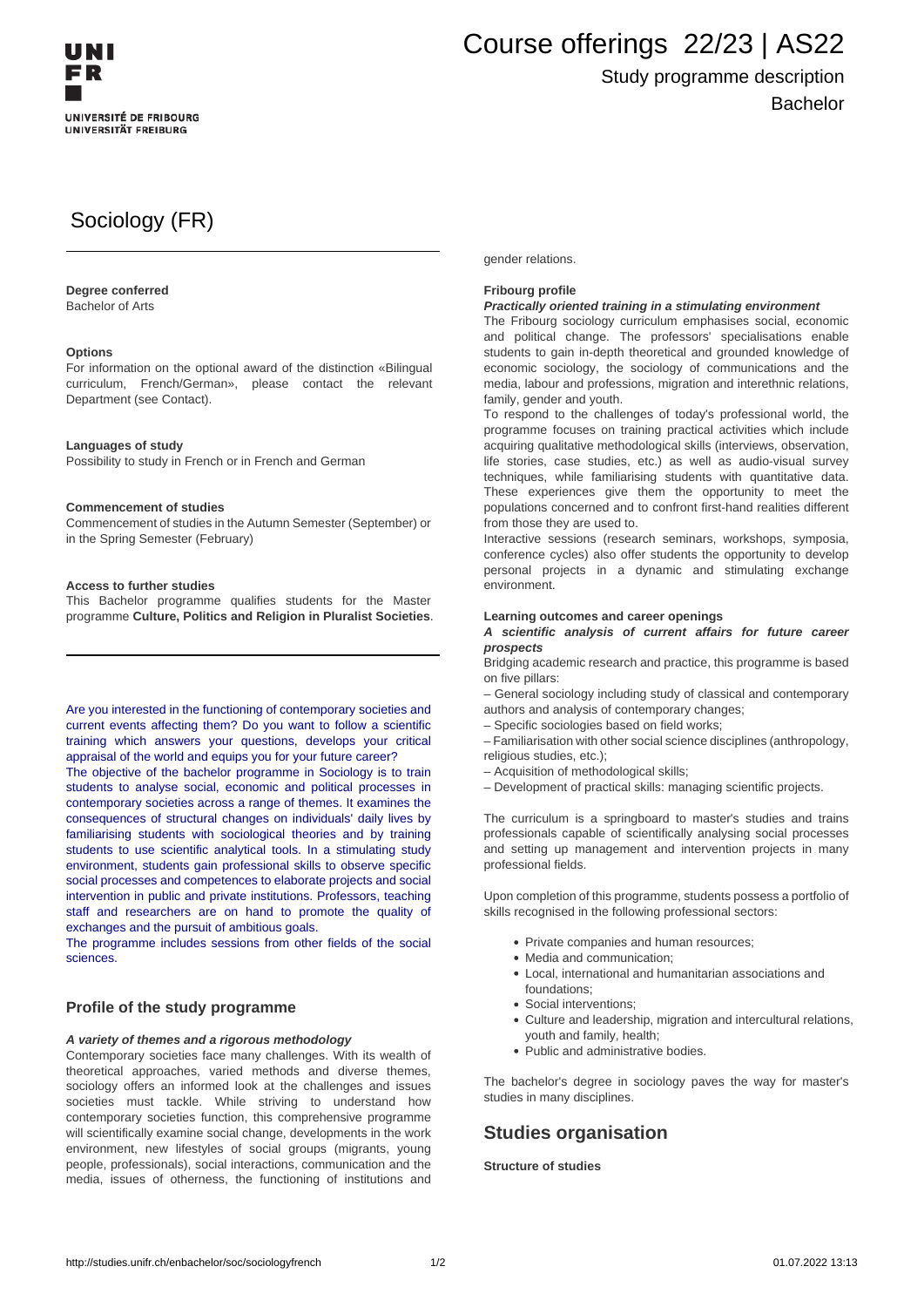# Course offerings 22/23 | AS22

Study programme description

Bachelor

# Sociology (FR)

**Degree conferred**
Bachelor of Arts

**Options**
For information on the optional award of the distinction «Bilingual curriculum, French/German», please contact the relevant Department (see Contact).

**Languages of study**
Possibility to study in French or in French and German

**Commencement of studies**
Commencement of studies in the Autumn Semester (September) or in the Spring Semester (February)

**Access to further studies**
This Bachelor programme qualifies students for the Master programme **Culture, Politics and Religion in Pluralist Societies**.

Are you interested in the functioning of contemporary societies and current events affecting them? Do you want to follow a scientific training which answers your questions, develops your critical appraisal of the world and equips you for your future career?
The objective of the bachelor programme in Sociology is to train students to analyse social, economic and political processes in contemporary societies across a range of themes. It examines the consequences of structural changes on individuals' daily lives by familiarising students with sociological theories and by training students to use scientific analytical tools. In a stimulating study environment, students gain professional skills to observe specific social processes and competences to elaborate projects and social intervention in public and private institutions. Professors, teaching staff and researchers are on hand to promote the quality of exchanges and the pursuit of ambitious goals.
The programme includes sessions from other fields of the social sciences.

## Profile of the study programme

***A variety of themes and a rigorous methodology***
Contemporary societies face many challenges. With its wealth of theoretical approaches, varied methods and diverse themes, sociology offers an informed look at the challenges and issues societies must tackle. While striving to understand how contemporary societies function, this comprehensive programme will scientifically examine social change, developments in the work environment, new lifestyles of social groups (migrants, young people, professionals), social interactions, communication and the media, issues of otherness, the functioning of institutions and gender relations.

**Fribourg profile**
***Practically oriented training in a stimulating environment***
The Fribourg sociology curriculum emphasises social, economic and political change. The professors' specialisations enable students to gain in-depth theoretical and grounded knowledge of economic sociology, the sociology of communications and the media, labour and professions, migration and interethnic relations, family, gender and youth.
To respond to the challenges of today's professional world, the programme focuses on training practical activities which include acquiring qualitative methodological skills (interviews, observation, life stories, case studies, etc.) as well as audio-visual survey techniques, while familiarising students with quantitative data. These experiences give them the opportunity to meet the populations concerned and to confront first-hand realities different from those they are used to.
Interactive sessions (research seminars, workshops, symposia, conference cycles) also offer students the opportunity to develop personal projects in a dynamic and stimulating exchange environment.

**Learning outcomes and career openings**
***A scientific analysis of current affairs for future career prospects***
Bridging academic research and practice, this programme is based on five pillars:
– General sociology including study of classical and contemporary authors and analysis of contemporary changes;
– Specific sociologies based on field works;
– Familiarisation with other social science disciplines (anthropology, religious studies, etc.);
– Acquisition of methodological skills;
– Development of practical skills: managing scientific projects.

The curriculum is a springboard to master's studies and trains professionals capable of scientifically analysing social processes and setting up management and intervention projects in many professional fields.

Upon completion of this programme, students possess a portfolio of skills recognised in the following professional sectors:

- Private companies and human resources;
- Media and communication;
- Local, international and humanitarian associations and foundations;
- Social interventions;
- Culture and leadership, migration and intercultural relations, youth and family, health;
- Public and administrative bodies.

The bachelor's degree in sociology paves the way for master's studies in many disciplines.

## Studies organisation

**Structure of studies**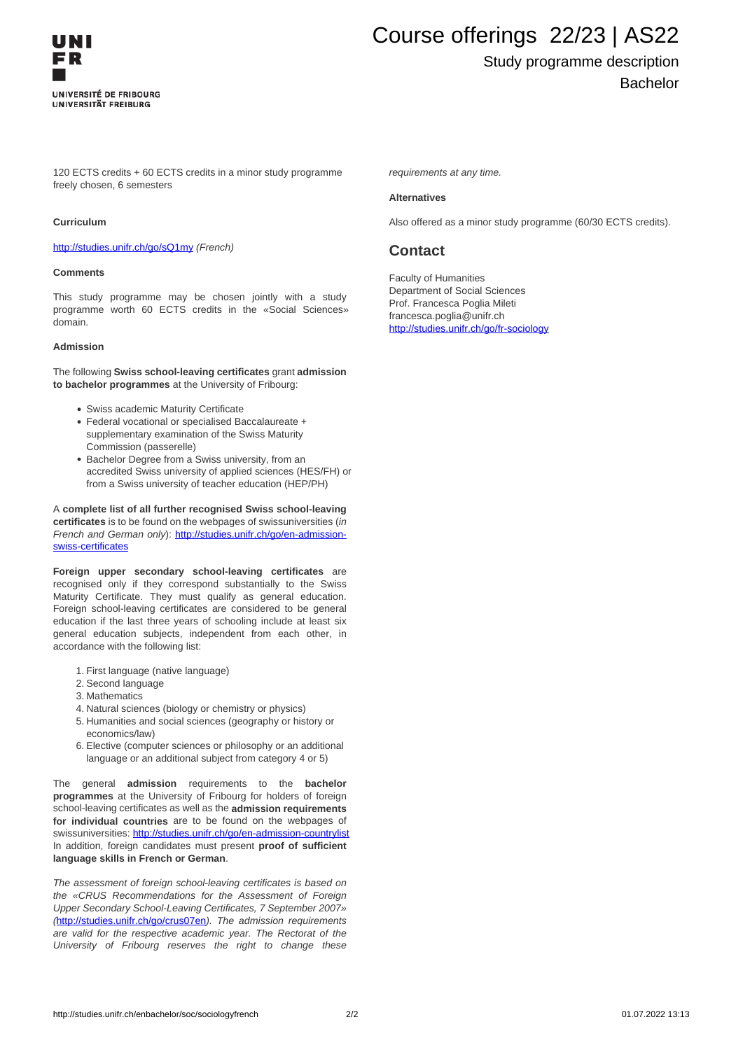# Course offerings 22/23 | AS22

## Study programme description

## Bachelor

120 ECTS credits + 60 ECTS credits in a minor study programme freely chosen, 6 semesters

**Curriculum**

http://studies.unifr.ch/go/sQ1my *(French)*

**Comments**

This study programme may be chosen jointly with a study programme worth 60 ECTS credits in the «Social Sciences» domain.

**Admission**

The following **Swiss school-leaving certificates** grant **admission to bachelor programmes** at the University of Fribourg:

- Swiss academic Maturity Certificate
- Federal vocational or specialised Baccalaureate + supplementary examination of the Swiss Maturity Commission (passerelle)
- Bachelor Degree from a Swiss university, from an accredited Swiss university of applied sciences (HES/FH) or from a Swiss university of teacher education (HEP/PH)

A **complete list of all further recognised Swiss school-leaving certificates** is to be found on the webpages of swissuniversities (*in French and German only*): http://studies.unifr.ch/go/en-admission-swiss-certificates

**Foreign upper secondary school-leaving certificates** are recognised only if they correspond substantially to the Swiss Maturity Certificate. They must qualify as general education. Foreign school-leaving certificates are considered to be general education if the last three years of schooling include at least six general education subjects, independent from each other, in accordance with the following list:

1. First language (native language)
2. Second language
3. Mathematics
4. Natural sciences (biology or chemistry or physics)
5. Humanities and social sciences (geography or history or economics/law)
6. Elective (computer sciences or philosophy or an additional language or an additional subject from category 4 or 5)

The general **admission** requirements to the **bachelor programmes** at the University of Fribourg for holders of foreign school-leaving certificates as well as the **admission requirements for individual countries** are to be found on the webpages of swissuniversities: http://studies.unifr.ch/go/en-admission-countrylist
In addition, foreign candidates must present **proof of sufficient language skills in French or German**.

*The assessment of foreign school-leaving certificates is based on the «CRUS Recommendations for the Assessment of Foreign Upper Secondary School-Leaving Certificates, 7 September 2007» (*http://studies.unifr.ch/go/crus07en*). The admission requirements are valid for the respective academic year. The Rectorat of the University of Fribourg reserves the right to change these requirements at any time.*

**Alternatives**

Also offered as a minor study programme (60/30 ECTS credits).

## Contact

Faculty of Humanities
Department of Social Sciences
Prof. Francesca Poglia Mileti
francesca.poglia@unifr.ch
http://studies.unifr.ch/go/fr-sociology